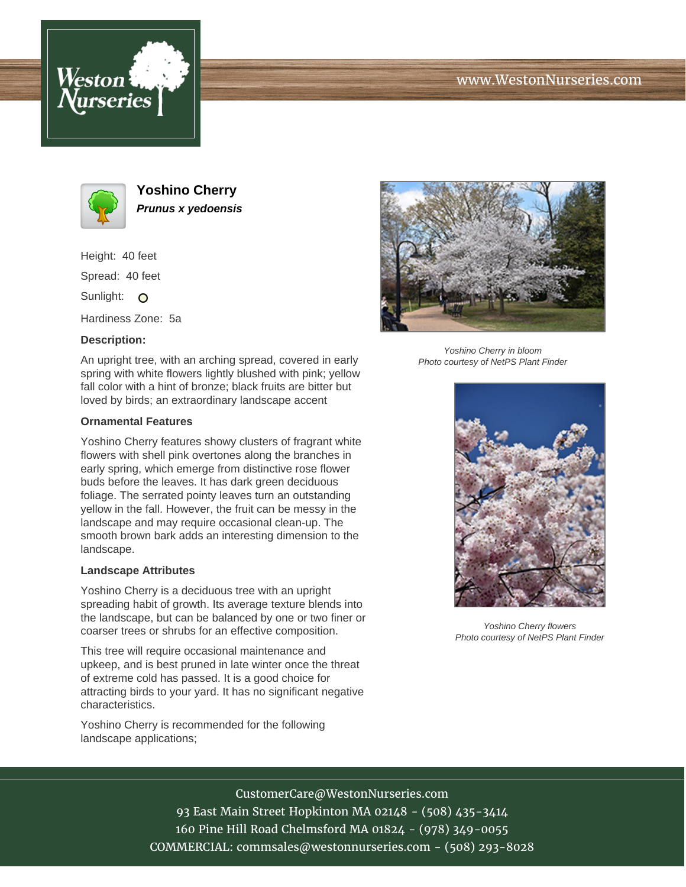www.WestonNurseries.com

# Yoshino Cherry

***Prunus x yedoensis***

Height: 40 feet

Spread: 40 feet

Sunlight:

Hardiness Zone: 5a

**Description:**

An upright tree, with an arching spread, covered in early spring with white flowers lightly blushed with pink; yellow fall color with a hint of bronze; black fruits are bitter but loved by birds; an extraordinary landscape accent

**Ornamental Features**

Yoshino Cherry features showy clusters of fragrant white flowers with shell pink overtones along the branches in early spring, which emerge from distinctive rose flower buds before the leaves. It has dark green deciduous foliage. The serrated pointy leaves turn an outstanding yellow in the fall. However, the fruit can be messy in the landscape and may require occasional clean-up. The smooth brown bark adds an interesting dimension to the landscape.

**Landscape Attributes**

Yoshino Cherry is a deciduous tree with an upright spreading habit of growth. Its average texture blends into the landscape, but can be balanced by one or two finer or coarser trees or shrubs for an effective composition.

This tree will require occasional maintenance and upkeep, and is best pruned in late winter once the threat of extreme cold has passed. It is a good choice for attracting birds to your yard. It has no significant negative characteristics.

Yoshino Cherry is recommended for the following landscape applications;

*Yoshino Cherry in bloom*
*Photo courtesy of NetPS Plant Finder*

*Yoshino Cherry flowers*
*Photo courtesy of NetPS Plant Finder*

CustomerCare@WestonNurseries.com
93 East Main Street Hopkinton MA 02148 - (508) 435-3414
160 Pine Hill Road Chelmsford MA 01824 - (978) 349-0055
COMMERCIAL: commsales@westonnurseries.com - (508) 293-8028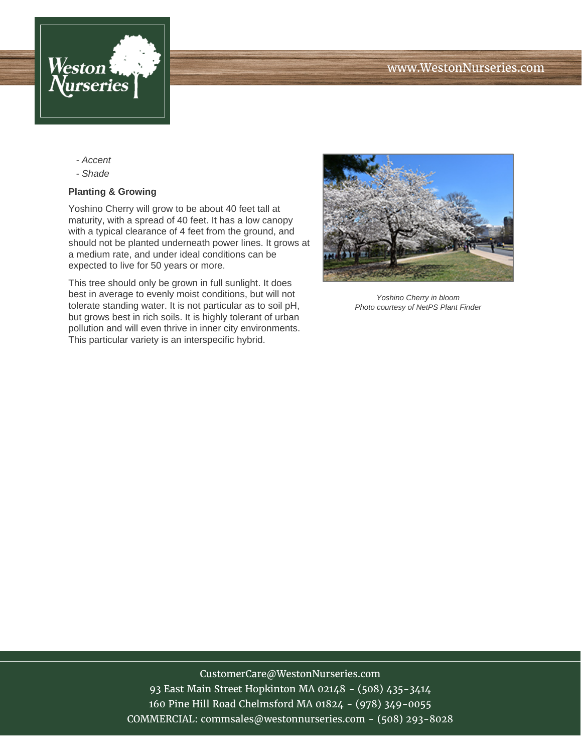- *Accent*
- *Shade*

**Planting & Growing**

Yoshino Cherry will grow to be about 40 feet tall at maturity, with a spread of 40 feet. It has a low canopy with a typical clearance of 4 feet from the ground, and should not be planted underneath power lines. It grows at a medium rate, and under ideal conditions can be expected to live for 50 years or more.

This tree should only be grown in full sunlight. It does best in average to evenly moist conditions, but will not tolerate standing water. It is not particular as to soil pH, but grows best in rich soils. It is highly tolerant of urban pollution and will even thrive in inner city environments. This particular variety is an interspecific hybrid.

*Yoshino Cherry in bloom*
*Photo courtesy of NetPS Plant Finder*

CustomerCare@WestonNurseries.com
93 East Main Street Hopkinton MA 02148 - (508) 435-3414
160 Pine Hill Road Chelmsford MA 01824 - (978) 349-0055
COMMERCIAL: commsales@westonnurseries.com - (508) 293-8028